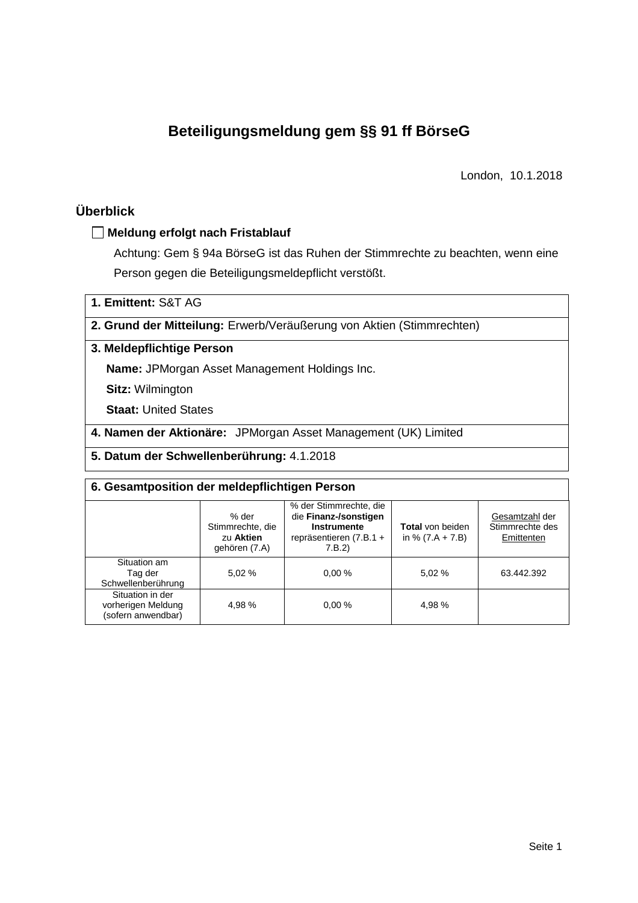# Beteiligungsmeldung gem §§ 91 ff BörseG

London, 10.1.2018

## Überblick

☐ **Meldung erfolgt nach Fristablauf**

Achtung: Gem § 94a BörseG ist das Ruhen der Stimmrechte zu beachten, wenn eine Person gegen die Beteiligungsmeldepflicht verstößt.

**1. Emittent:** S&T AG

**2. Grund der Mitteilung:** Erwerb/Veräußerung von Aktien (Stimmrechten)

**3. Meldepflichtige Person**

**Name:** JPMorgan Asset Management Holdings Inc.

**Sitz:** Wilmington

**Staat:** United States

**4. Namen der Aktionäre:** JPMorgan Asset Management (UK) Limited

**5. Datum der Schwellenberührung:** 4.1.2018

**6. Gesamtposition der meldepflichtigen Person**

| | % der Stimmrechte, die zu **Aktien** gehören (7.A) | % der Stimmrechte, die die **Finanz-/sonstigen Instrumente** repräsentieren (7.B.1 + 7.B.2) | **Total** von beiden in % (7.A + 7.B) | Gesamtzahl der Stimmrechte des Emittenten |
|---|---|---|---|---|
| Situation am Tag der Schwellenberührung | 5,02 % | 0,00 % | 5,02 % | 63.442.392 |
| Situation in der vorherigen Meldung (sofern anwendbar) | 4,98 % | 0,00 % | 4,98 % | |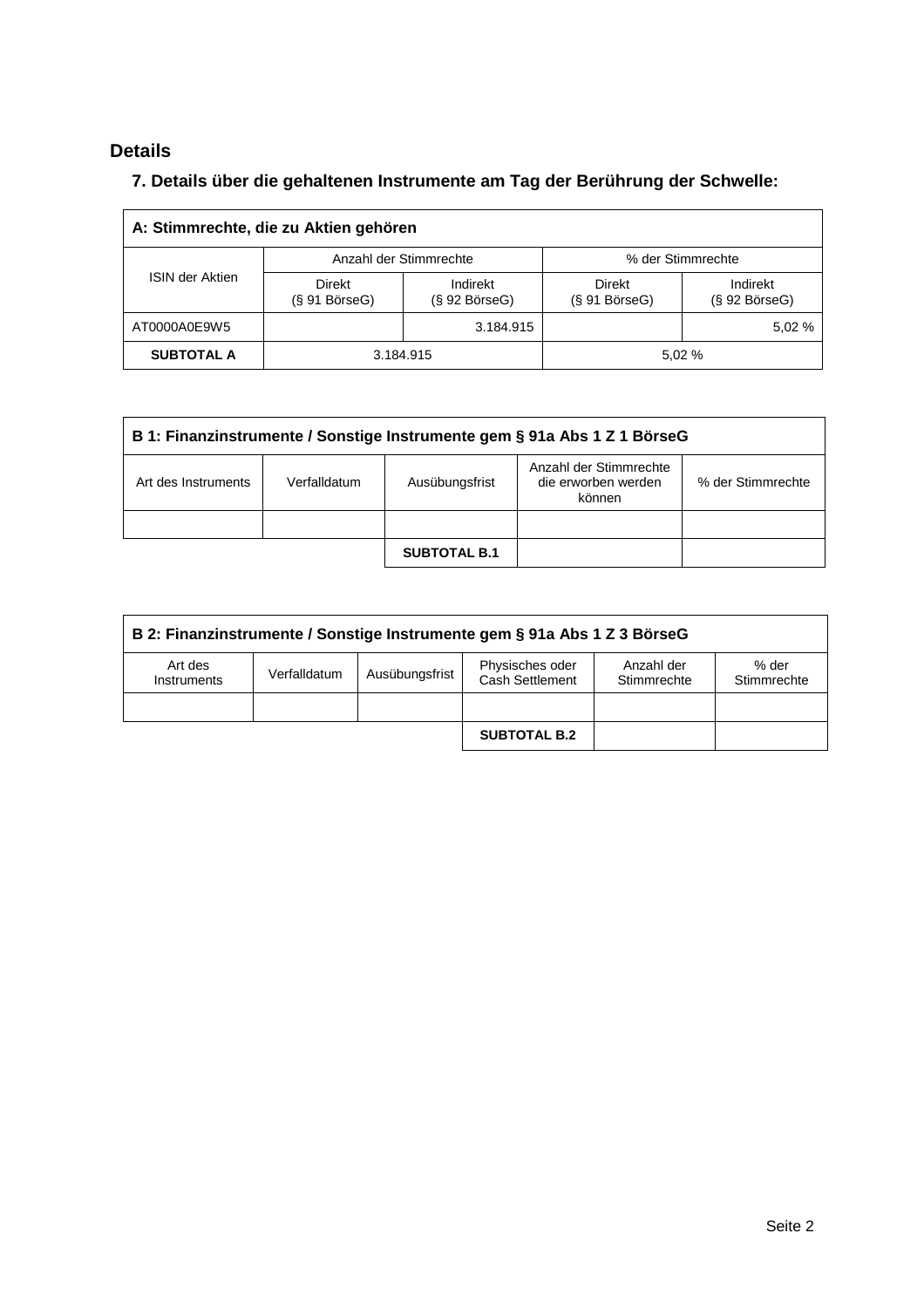## Details

### 7. Details über die gehaltenen Instrumente am Tag der Berührung der Schwelle:

| A: Stimmrechte, die zu Aktien gehören | | | | |
|---|---|---|---|---|
| ISIN der Aktien | Anzahl der Stimmrechte | | % der Stimmrechte | |
| | Direkt (§ 91 BörseG) | Indirekt (§ 92 BörseG) | Direkt (§ 91 BörseG) | Indirekt (§ 92 BörseG) |
| AT0000A0E9W5 | | 3.184.915 | | 5,02 % |
| **SUBTOTAL A** | 3.184.915 | | 5,02 % | |

| B 1: Finanzinstrumente / Sonstige Instrumente gem § 91a Abs 1 Z 1 BörseG | | | | |
|---|---|---|---|---|
| Art des Instruments | Verfalldatum | Ausübungsfrist | Anzahl der Stimmrechte die erworben werden können | % der Stimmrechte |
| | | | | |
| | | **SUBTOTAL B.1** | | |

| B 2: Finanzinstrumente / Sonstige Instrumente gem § 91a Abs 1 Z 3 BörseG | | | | | |
|---|---|---|---|---|---|
| Art des Instruments | Verfalldatum | Ausübungsfrist | Physisches oder Cash Settlement | Anzahl der Stimmrechte | % der Stimmrechte |
| | | | | | |
| | | | **SUBTOTAL B.2** | | |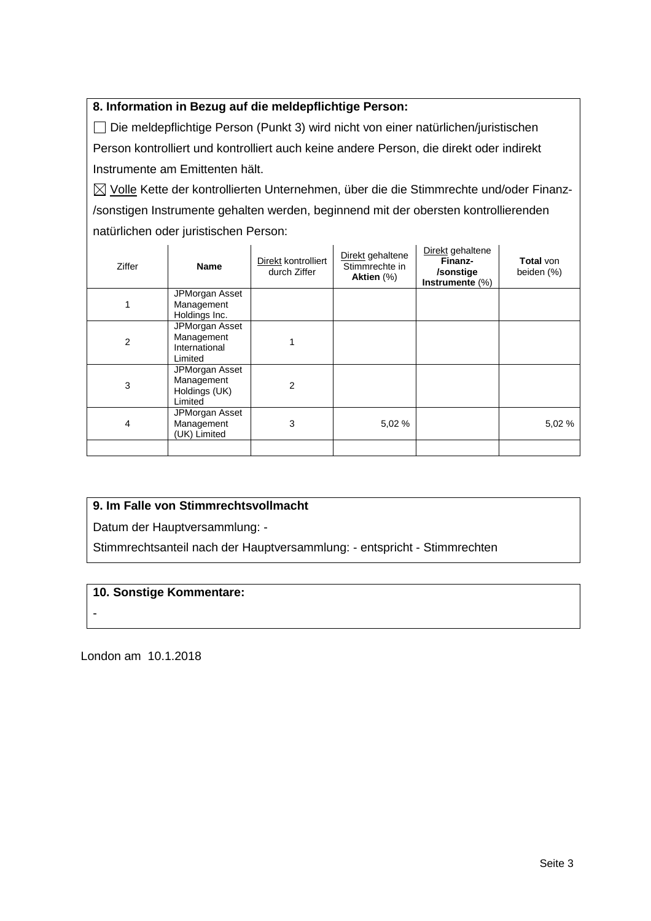**8. Information in Bezug auf die meldepflichtige Person:**

☐ Die meldepflichtige Person (Punkt 3) wird nicht von einer natürlichen/juristischen Person kontrolliert und kontrolliert auch keine andere Person, die direkt oder indirekt Instrumente am Emittenten hält.

☒ Volle Kette der kontrollierten Unternehmen, über die die Stimmrechte und/oder Finanz-/sonstigen Instrumente gehalten werden, beginnend mit der obersten kontrollierenden natürlichen oder juristischen Person:

| Ziffer | **Name** | Direkt kontrolliert durch Ziffer | Direkt gehaltene Stimmrechte in **Aktien** (%) | Direkt gehaltene **Finanz-/sonstige Instrumente** (%) | **Total** von beiden (%) |
|---|---|---|---|---|---|
| 1 | JPMorgan Asset Management Holdings Inc. | | | | |
| 2 | JPMorgan Asset Management International Limited | 1 | | | |
| 3 | JPMorgan Asset Management Holdings (UK) Limited | 2 | | | |
| 4 | JPMorgan Asset Management (UK) Limited | 3 | 5,02 % | | 5,02 % |
| | | | | | |

**9. Im Falle von Stimmrechtsvollmacht**

Datum der Hauptversammlung: -

Stimmrechtsanteil nach der Hauptversammlung: - entspricht - Stimmrechten

**10. Sonstige Kommentare:**

-

London am 10.1.2018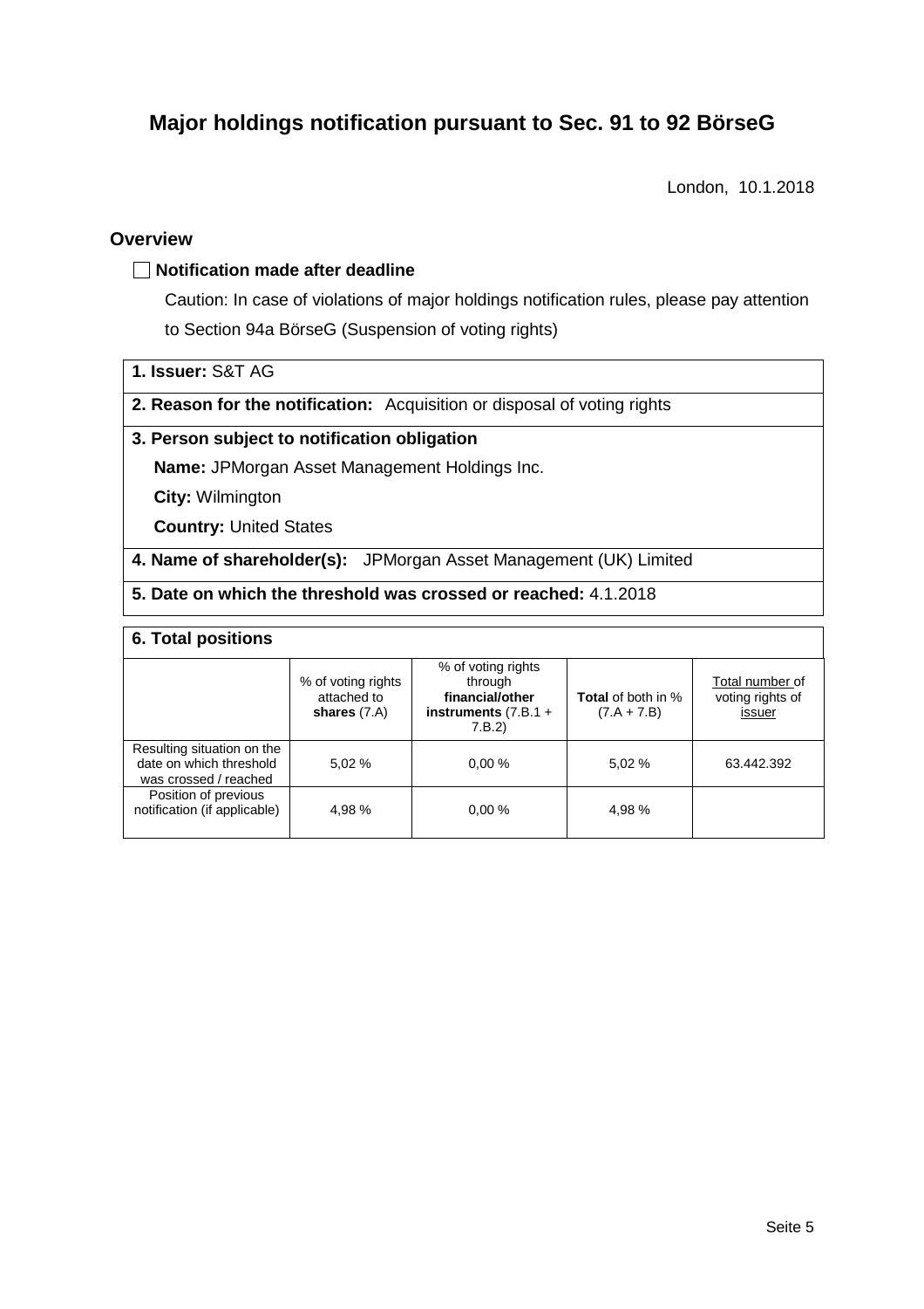# Major holdings notification pursuant to Sec. 91 to 92 BörseG

London, 10.1.2018

## Overview

☐ **Notification made after deadline**

Caution: In case of violations of major holdings notification rules, please pay attention to Section 94a BörseG (Suspension of voting rights)

**1. Issuer:** S&T AG

**2. Reason for the notification:** Acquisition or disposal of voting rights

**3. Person subject to notification obligation**

**Name:** JPMorgan Asset Management Holdings Inc.

**City:** Wilmington

**Country:** United States

**4. Name of shareholder(s):** JPMorgan Asset Management (UK) Limited

**5. Date on which the threshold was crossed or reached:** 4.1.2018

**6. Total positions**

| | % of voting rights attached to **shares** (7.A) | % of voting rights through **financial/other instruments** (7.B.1 + 7.B.2) | **Total** of both in % (7.A + 7.B) | Total number of voting rights of issuer |
|---|---|---|---|---|
| Resulting situation on the date on which threshold was crossed / reached | 5,02 % | 0,00 % | 5,02 % | 63.442.392 |
| Position of previous notification (if applicable) | 4,98 % | 0,00 % | 4,98 % | |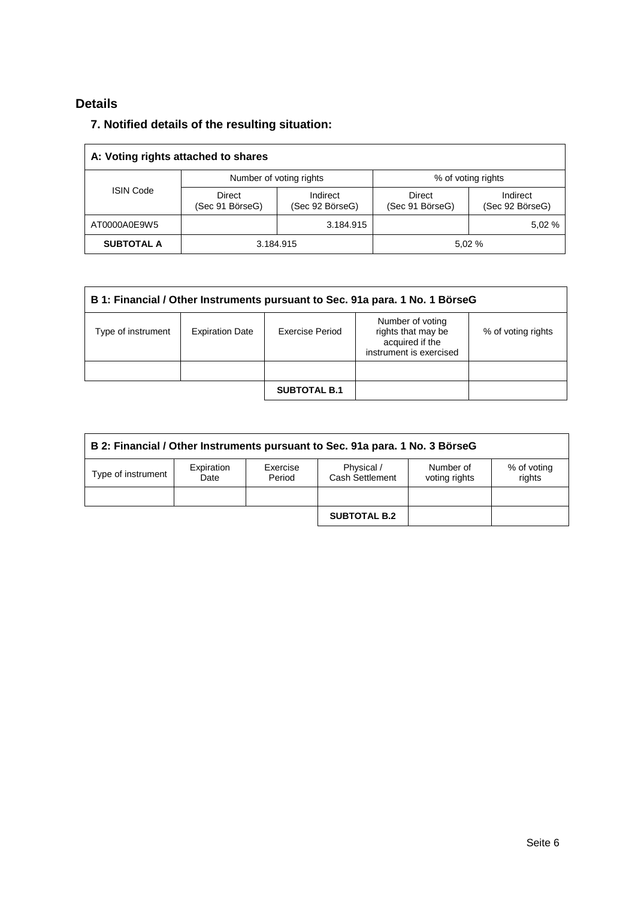## Details

### 7. Notified details of the resulting situation:

| A: Voting rights attached to shares | | | | |
|---|---|---|---|---|
| ISIN Code | Number of voting rights | | % of voting rights | |
| | Direct (Sec 91 BörseG) | Indirect (Sec 92 BörseG) | Direct (Sec 91 BörseG) | Indirect (Sec 92 BörseG) |
| AT0000A0E9W5 | | 3.184.915 | | 5,02 % |
| **SUBTOTAL A** | 3.184.915 | | 5,02 % | |

| B 1: Financial / Other Instruments pursuant to Sec. 91a para. 1 No. 1 BörseG | | | | |
|---|---|---|---|---|
| Type of instrument | Expiration Date | Exercise Period | Number of voting rights that may be acquired if the instrument is exercised | % of voting rights |
| | | | | |
| | | **SUBTOTAL B.1** | | |

| B 2: Financial / Other Instruments pursuant to Sec. 91a para. 1 No. 3 BörseG | | | | | |
|---|---|---|---|---|---|
| Type of instrument | Expiration Date | Exercise Period | Physical / Cash Settlement | Number of voting rights | % of voting rights |
| | | | | | |
| | | | **SUBTOTAL B.2** | | |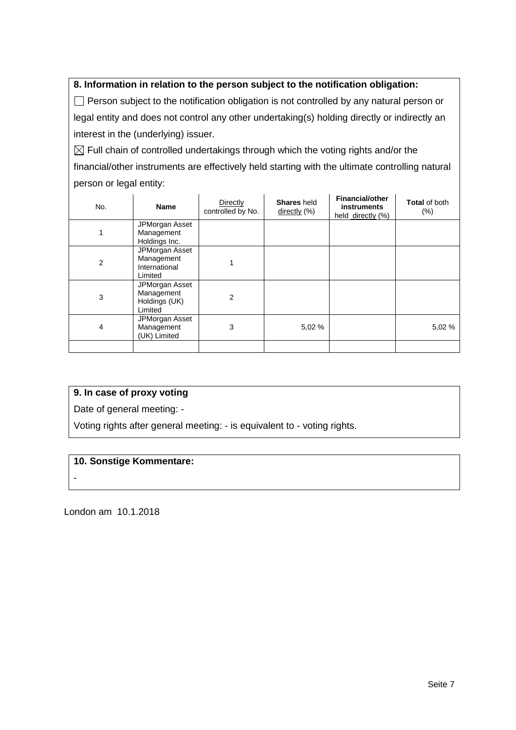**8. Information in relation to the person subject to the notification obligation:**

☐ Person subject to the notification obligation is not controlled by any natural person or legal entity and does not control any other undertaking(s) holding directly or indirectly an interest in the (underlying) issuer.

☒ Full chain of controlled undertakings through which the voting rights and/or the financial/other instruments are effectively held starting with the ultimate controlling natural person or legal entity:

| No. | **Name** | Directly controlled by No. | **Shares** held directly (%) | **Financial/other instruments** held directly (%) | **Total** of both (%) |
|---|---|---|---|---|---|
| 1 | JPMorgan Asset Management Holdings Inc. | | | | |
| 2 | JPMorgan Asset Management International Limited | 1 | | | |
| 3 | JPMorgan Asset Management Holdings (UK) Limited | 2 | | | |
| 4 | JPMorgan Asset Management (UK) Limited | 3 | 5,02 % | | 5,02 % |
| | | | | | |

**9. In case of proxy voting**

Date of general meeting: -

Voting rights after general meeting: - is equivalent to - voting rights.

**10. Sonstige Kommentare:**

-

London am 10.1.2018